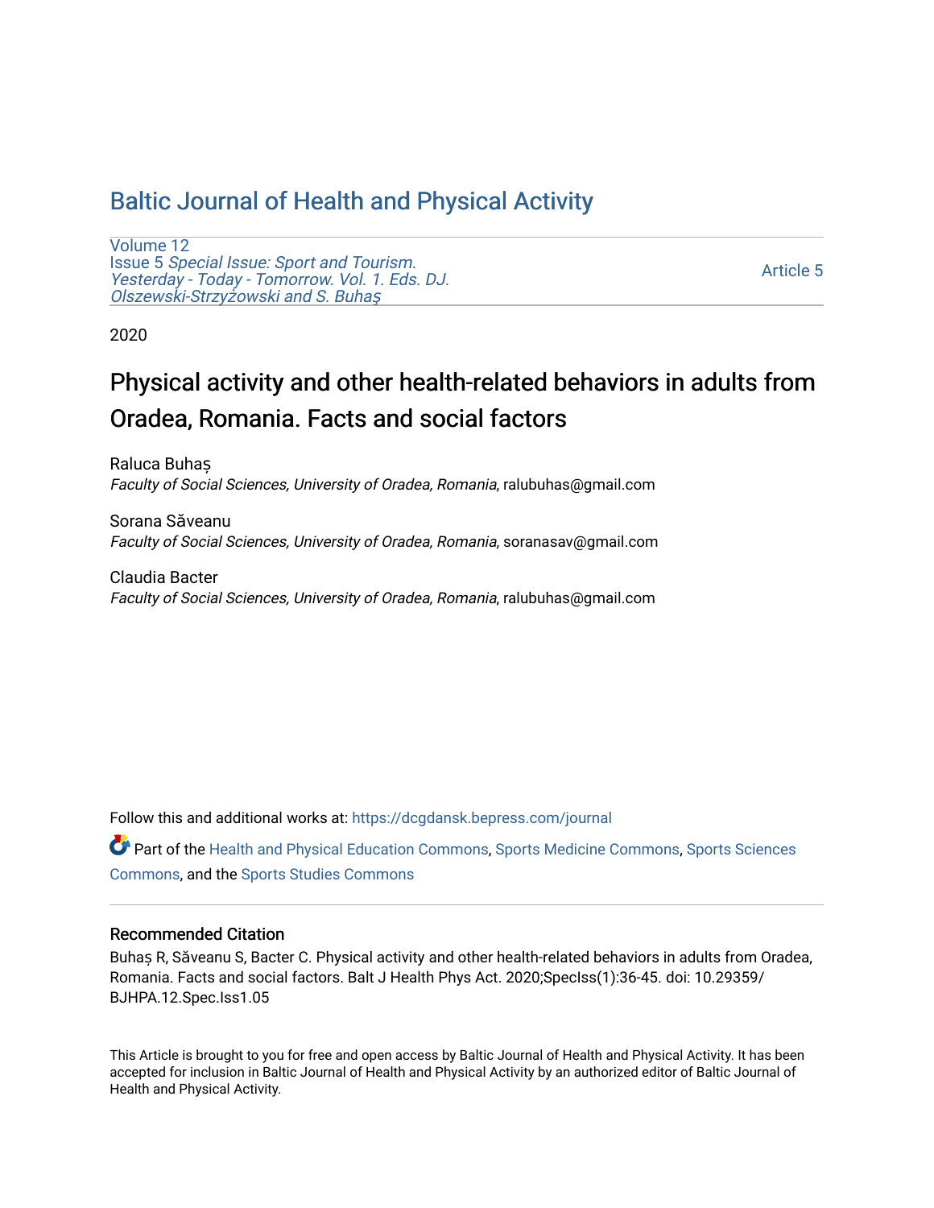# Baltic Journal of Health and Physical Activity

Volume 12
Issue 5 *Special Issue: Sport and Tourism. Yesterday - Today - Tomorrow. Vol. 1. Eds. DJ. Olszewski-Strzyżowski and S. Buhaş*

Article 5

2020

## Physical activity and other health-related behaviors in adults from Oradea, Romania. Facts and social factors

Raluca Buhaș
*Faculty of Social Sciences, University of Oradea, Romania*, ralubuhas@gmail.com

Sorana Săveanu
*Faculty of Social Sciences, University of Oradea, Romania*, soranasav@gmail.com

Claudia Bacter
*Faculty of Social Sciences, University of Oradea, Romania*, ralubuhas@gmail.com

Follow this and additional works at: https://dcgdansk.bepress.com/journal

Part of the Health and Physical Education Commons, Sports Medicine Commons, Sports Sciences Commons, and the Sports Studies Commons

### Recommended Citation

Buhaș R, Săveanu S, Bacter C. Physical activity and other health-related behaviors in adults from Oradea, Romania. Facts and social factors. Balt J Health Phys Act. 2020;SpecIss(1):36-45. doi: 10.29359/BJHPA.12.Spec.Iss1.05

This Article is brought to you for free and open access by Baltic Journal of Health and Physical Activity. It has been accepted for inclusion in Baltic Journal of Health and Physical Activity by an authorized editor of Baltic Journal of Health and Physical Activity.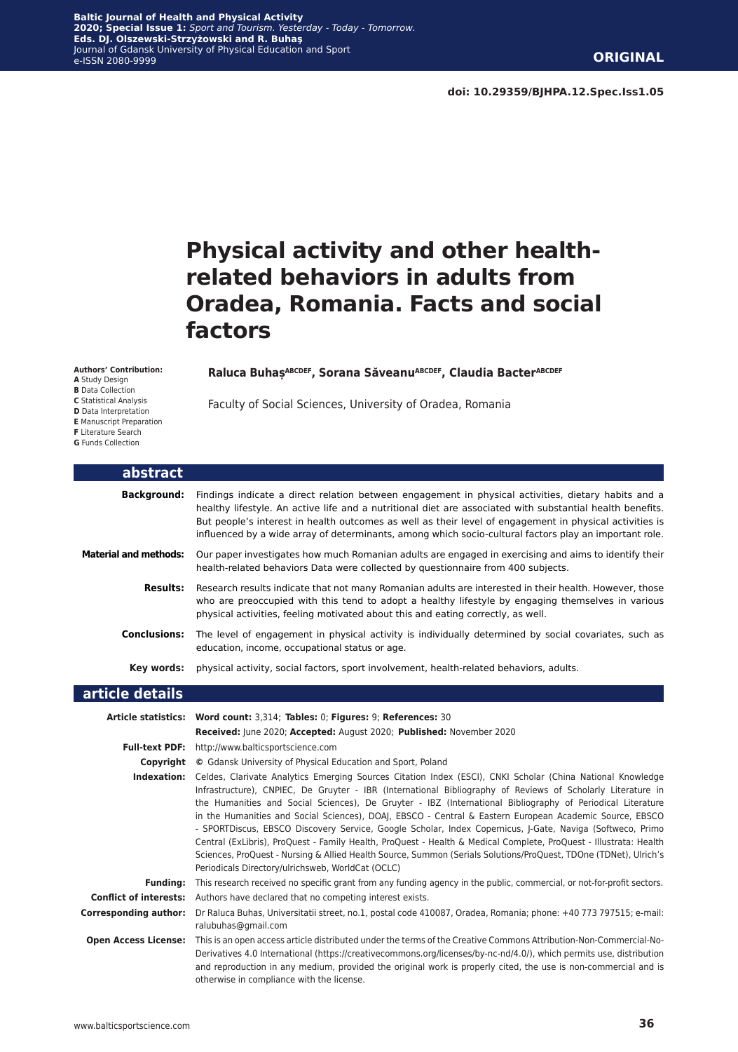**ORIGINAL**

doi: 10.29359/BJHPA.12.Spec.Iss1.05

# Physical activity and other health-related behaviors in adults from Oradea, Romania. Facts and social factors

**Authors' Contribution:**
**A** Study Design
**B** Data Collection
**C** Statistical Analysis
**D** Data Interpretation
**E** Manuscript Preparation
**F** Literature Search
**G** Funds Collection

**Raluca Buhaș[ABCDEF], Sorana Săveanu[ABCDEF], Claudia Bacter[ABCDEF]**

Faculty of Social Sciences, University of Oradea, Romania

## abstract

**Background:** Findings indicate a direct relation between engagement in physical activities, dietary habits and a healthy lifestyle. An active life and a nutritional diet are associated with substantial health benefits. But people's interest in health outcomes as well as their level of engagement in physical activities is influenced by a wide array of determinants, among which socio-cultural factors play an important role.

**Material and methods:** Our paper investigates how much Romanian adults are engaged in exercising and aims to identify their health-related behaviors Data were collected by questionnaire from 400 subjects.

**Results:** Research results indicate that not many Romanian adults are interested in their health. However, those who are preoccupied with this tend to adopt a healthy lifestyle by engaging themselves in various physical activities, feeling motivated about this and eating correctly, as well.

**Conclusions:** The level of engagement in physical activity is individually determined by social covariates, such as education, income, occupational status or age.

**Key words:** physical activity, social factors, sport involvement, health-related behaviors, adults.

## article details

**Article statistics:** **Word count:** 3,314; **Tables:** 0; **Figures:** 9; **References:** 30
**Received:** June 2020; **Accepted:** August 2020; **Published:** November 2020

**Full-text PDF:** http://www.balticsportscience.com

**Copyright** © Gdansk University of Physical Education and Sport, Poland

**Indexation:** Celdes, Clarivate Analytics Emerging Sources Citation Index (ESCI), CNKI Scholar (China National Knowledge Infrastructure), CNPIEC, De Gruyter - IBR (International Bibliography of Reviews of Scholarly Literature in the Humanities and Social Sciences), De Gruyter - IBZ (International Bibliography of Periodical Literature in the Humanities and Social Sciences), DOAJ, EBSCO - Central & Eastern European Academic Source, EBSCO - SPORTDiscus, EBSCO Discovery Service, Google Scholar, Index Copernicus, J-Gate, Naviga (Softweco, Primo Central (ExLibris), ProQuest - Family Health, ProQuest - Health & Medical Complete, ProQuest - Illustrata: Health Sciences, ProQuest - Nursing & Allied Health Source, Summon (Serials Solutions/ProQuest, TDOne (TDNet), Ulrich's Periodicals Directory/ulrichsweb, WorldCat (OCLC)

**Funding:** This research received no specific grant from any funding agency in the public, commercial, or not-for-profit sectors.

**Conflict of interests:** Authors have declared that no competing interest exists.

**Corresponding author:** Dr Raluca Buhas, Universitatii street, no.1, postal code 410087, Oradea, Romania; phone: +40 773 797515; e-mail: ralubuhas@gmail.com

**Open Access License:** This is an open access article distributed under the terms of the Creative Commons Attribution-Non-Commercial-No-Derivatives 4.0 International (https://creativecommons.org/licenses/by-nc-nd/4.0/), which permits use, distribution and reproduction in any medium, provided the original work is properly cited, the use is non-commercial and is otherwise in compliance with the license.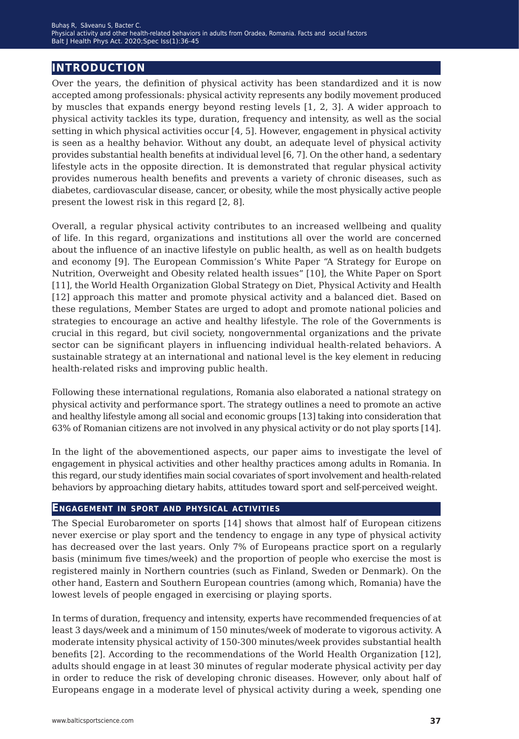## INTRODUCTION

Over the years, the definition of physical activity has been standardized and it is now accepted among professionals: physical activity represents any bodily movement produced by muscles that expands energy beyond resting levels [1, 2, 3]. A wider approach to physical activity tackles its type, duration, frequency and intensity, as well as the social setting in which physical activities occur [4, 5]. However, engagement in physical activity is seen as a healthy behavior. Without any doubt, an adequate level of physical activity provides substantial health benefits at individual level [6, 7]. On the other hand, a sedentary lifestyle acts in the opposite direction. It is demonstrated that regular physical activity provides numerous health benefits and prevents a variety of chronic diseases, such as diabetes, cardiovascular disease, cancer, or obesity, while the most physically active people present the lowest risk in this regard [2, 8].

Overall, a regular physical activity contributes to an increased wellbeing and quality of life. In this regard, organizations and institutions all over the world are concerned about the influence of an inactive lifestyle on public health, as well as on health budgets and economy [9]. The European Commission's White Paper "A Strategy for Europe on Nutrition, Overweight and Obesity related health issues" [10], the White Paper on Sport [11], the World Health Organization Global Strategy on Diet, Physical Activity and Health [12] approach this matter and promote physical activity and a balanced diet. Based on these regulations, Member States are urged to adopt and promote national policies and strategies to encourage an active and healthy lifestyle. The role of the Governments is crucial in this regard, but civil society, nongovernmental organizations and the private sector can be significant players in influencing individual health-related behaviors. A sustainable strategy at an international and national level is the key element in reducing health-related risks and improving public health.

Following these international regulations, Romania also elaborated a national strategy on physical activity and performance sport. The strategy outlines a need to promote an active and healthy lifestyle among all social and economic groups [13] taking into consideration that 63% of Romanian citizens are not involved in any physical activity or do not play sports [14].

In the light of the abovementioned aspects, our paper aims to investigate the level of engagement in physical activities and other healthy practices among adults in Romania. In this regard, our study identifies main social covariates of sport involvement and health-related behaviors by approaching dietary habits, attitudes toward sport and self-perceived weight.

### Engagement in sport and physical activities

The Special Eurobarometer on sports [14] shows that almost half of European citizens never exercise or play sport and the tendency to engage in any type of physical activity has decreased over the last years. Only 7% of Europeans practice sport on a regularly basis (minimum five times/week) and the proportion of people who exercise the most is registered mainly in Northern countries (such as Finland, Sweden or Denmark). On the other hand, Eastern and Southern European countries (among which, Romania) have the lowest levels of people engaged in exercising or playing sports.

In terms of duration, frequency and intensity, experts have recommended frequencies of at least 3 days/week and a minimum of 150 minutes/week of moderate to vigorous activity. A moderate intensity physical activity of 150-300 minutes/week provides substantial health benefits [2]. According to the recommendations of the World Health Organization [12], adults should engage in at least 30 minutes of regular moderate physical activity per day in order to reduce the risk of developing chronic diseases. However, only about half of Europeans engage in a moderate level of physical activity during a week, spending one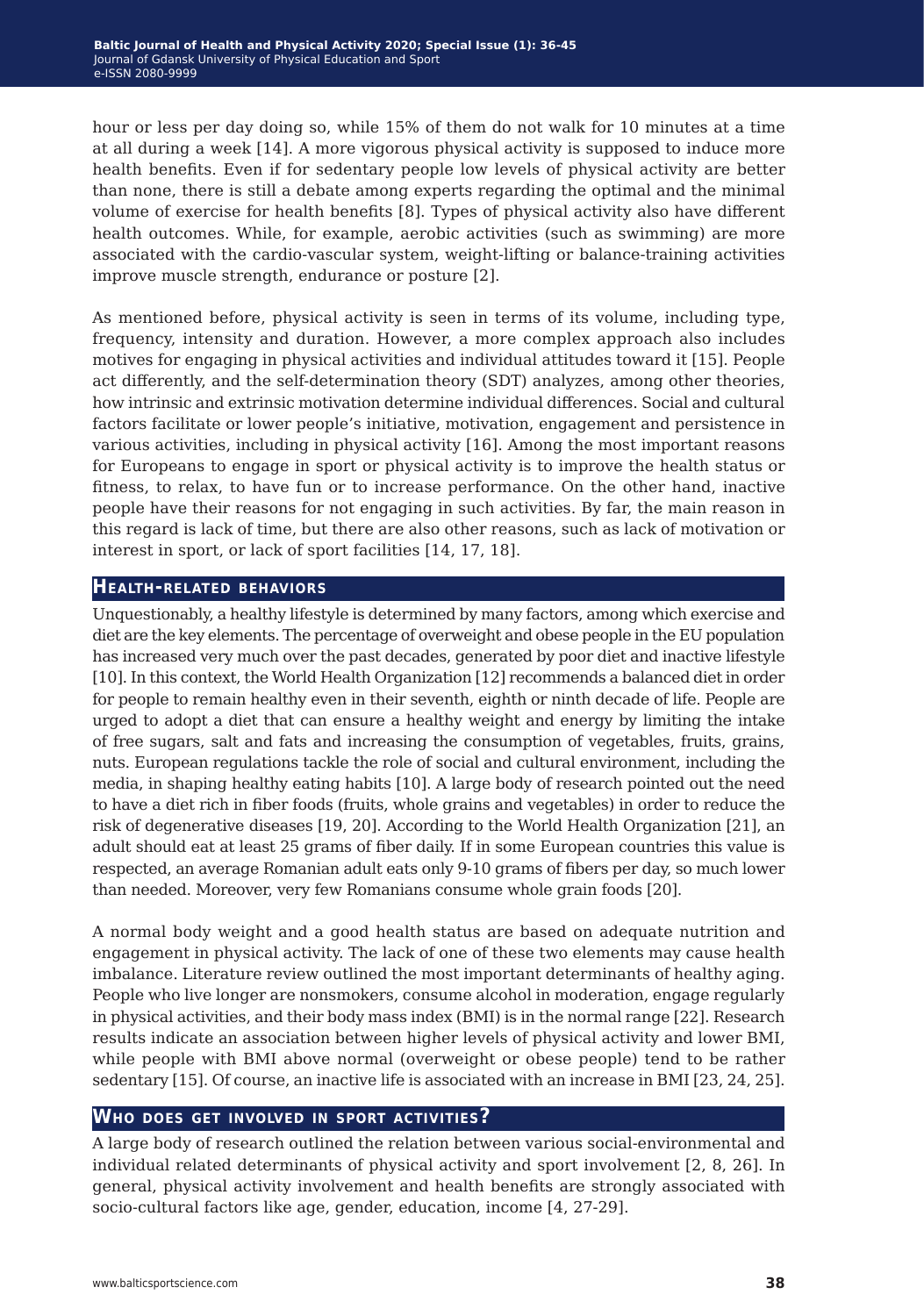hour or less per day doing so, while 15% of them do not walk for 10 minutes at a time at all during a week [14]. A more vigorous physical activity is supposed to induce more health benefits. Even if for sedentary people low levels of physical activity are better than none, there is still a debate among experts regarding the optimal and the minimal volume of exercise for health benefits [8]. Types of physical activity also have different health outcomes. While, for example, aerobic activities (such as swimming) are more associated with the cardio-vascular system, weight-lifting or balance-training activities improve muscle strength, endurance or posture [2].

As mentioned before, physical activity is seen in terms of its volume, including type, frequency, intensity and duration. However, a more complex approach also includes motives for engaging in physical activities and individual attitudes toward it [15]. People act differently, and the self-determination theory (SDT) analyzes, among other theories, how intrinsic and extrinsic motivation determine individual differences. Social and cultural factors facilitate or lower people's initiative, motivation, engagement and persistence in various activities, including in physical activity [16]. Among the most important reasons for Europeans to engage in sport or physical activity is to improve the health status or fitness, to relax, to have fun or to increase performance. On the other hand, inactive people have their reasons for not engaging in such activities. By far, the main reason in this regard is lack of time, but there are also other reasons, such as lack of motivation or interest in sport, or lack of sport facilities [14, 17, 18].

## Health-related behaviors

Unquestionably, a healthy lifestyle is determined by many factors, among which exercise and diet are the key elements. The percentage of overweight and obese people in the EU population has increased very much over the past decades, generated by poor diet and inactive lifestyle [10]. In this context, the World Health Organization [12] recommends a balanced diet in order for people to remain healthy even in their seventh, eighth or ninth decade of life. People are urged to adopt a diet that can ensure a healthy weight and energy by limiting the intake of free sugars, salt and fats and increasing the consumption of vegetables, fruits, grains, nuts. European regulations tackle the role of social and cultural environment, including the media, in shaping healthy eating habits [10]. A large body of research pointed out the need to have a diet rich in fiber foods (fruits, whole grains and vegetables) in order to reduce the risk of degenerative diseases [19, 20]. According to the World Health Organization [21], an adult should eat at least 25 grams of fiber daily. If in some European countries this value is respected, an average Romanian adult eats only 9-10 grams of fibers per day, so much lower than needed. Moreover, very few Romanians consume whole grain foods [20].

A normal body weight and a good health status are based on adequate nutrition and engagement in physical activity. The lack of one of these two elements may cause health imbalance. Literature review outlined the most important determinants of healthy aging. People who live longer are nonsmokers, consume alcohol in moderation, engage regularly in physical activities, and their body mass index (BMI) is in the normal range [22]. Research results indicate an association between higher levels of physical activity and lower BMI, while people with BMI above normal (overweight or obese people) tend to be rather sedentary [15]. Of course, an inactive life is associated with an increase in BMI [23, 24, 25].

## Who does get involved in sport activities?

A large body of research outlined the relation between various social-environmental and individual related determinants of physical activity and sport involvement [2, 8, 26]. In general, physical activity involvement and health benefits are strongly associated with socio-cultural factors like age, gender, education, income [4, 27-29].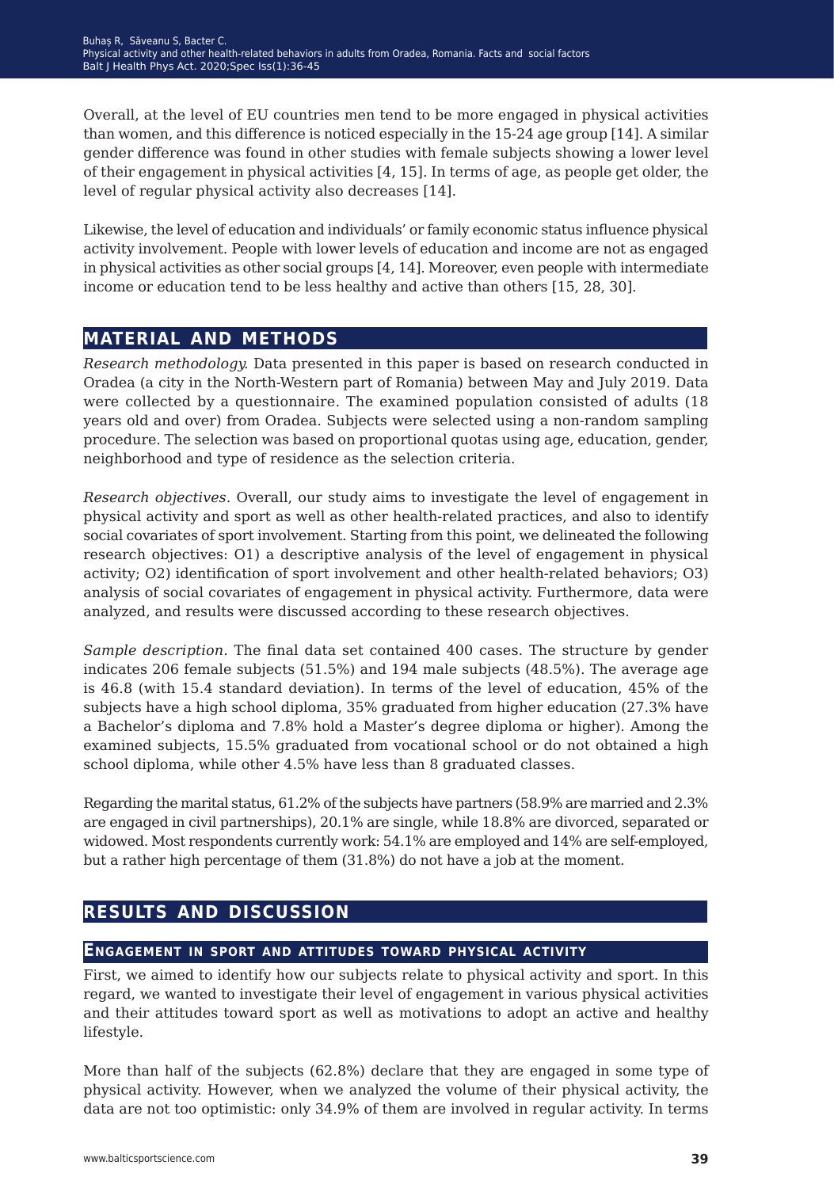Overall, at the level of EU countries men tend to be more engaged in physical activities than women, and this difference is noticed especially in the 15-24 age group [14]. A similar gender difference was found in other studies with female subjects showing a lower level of their engagement in physical activities [4, 15]. In terms of age, as people get older, the level of regular physical activity also decreases [14].

Likewise, the level of education and individuals' or family economic status influence physical activity involvement. People with lower levels of education and income are not as engaged in physical activities as other social groups [4, 14]. Moreover, even people with intermediate income or education tend to be less healthy and active than others [15, 28, 30].

## MATERIAL AND METHODS

*Research methodology.* Data presented in this paper is based on research conducted in Oradea (a city in the North-Western part of Romania) between May and July 2019. Data were collected by a questionnaire. The examined population consisted of adults (18 years old and over) from Oradea. Subjects were selected using a non-random sampling procedure. The selection was based on proportional quotas using age, education, gender, neighborhood and type of residence as the selection criteria.

*Research objectives.* Overall, our study aims to investigate the level of engagement in physical activity and sport as well as other health-related practices, and also to identify social covariates of sport involvement. Starting from this point, we delineated the following research objectives: O1) a descriptive analysis of the level of engagement in physical activity; O2) identification of sport involvement and other health-related behaviors; O3) analysis of social covariates of engagement in physical activity. Furthermore, data were analyzed, and results were discussed according to these research objectives.

*Sample description.* The final data set contained 400 cases. The structure by gender indicates 206 female subjects (51.5%) and 194 male subjects (48.5%). The average age is 46.8 (with 15.4 standard deviation). In terms of the level of education, 45% of the subjects have a high school diploma, 35% graduated from higher education (27.3% have a Bachelor's diploma and 7.8% hold a Master's degree diploma or higher). Among the examined subjects, 15.5% graduated from vocational school or do not obtained a high school diploma, while other 4.5% have less than 8 graduated classes.

Regarding the marital status, 61.2% of the subjects have partners (58.9% are married and 2.3% are engaged in civil partnerships), 20.1% are single, while 18.8% are divorced, separated or widowed. Most respondents currently work: 54.1% are employed and 14% are self-employed, but a rather high percentage of them (31.8%) do not have a job at the moment.

## RESULTS AND DISCUSSION

### ENGAGEMENT IN SPORT AND ATTITUDES TOWARD PHYSICAL ACTIVITY

First, we aimed to identify how our subjects relate to physical activity and sport. In this regard, we wanted to investigate their level of engagement in various physical activities and their attitudes toward sport as well as motivations to adopt an active and healthy lifestyle.

More than half of the subjects (62.8%) declare that they are engaged in some type of physical activity. However, when we analyzed the volume of their physical activity, the data are not too optimistic: only 34.9% of them are involved in regular activity. In terms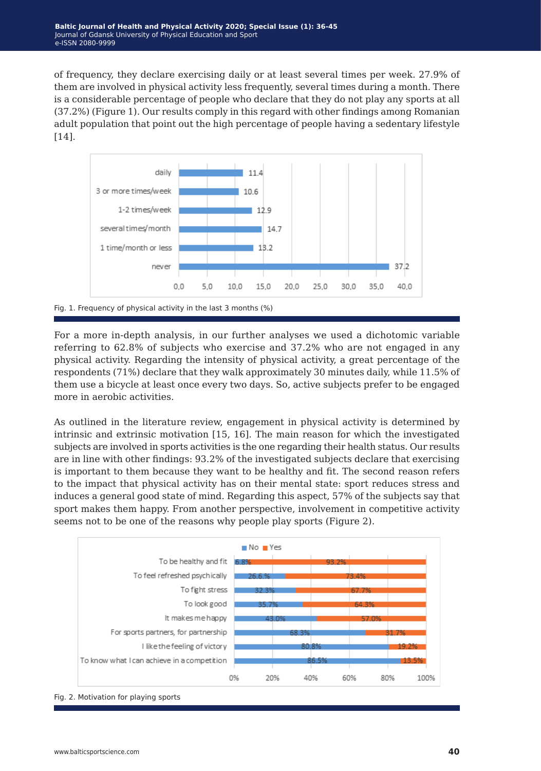of frequency, they declare exercising daily or at least several times per week. 27.9% of them are involved in physical activity less frequently, several times during a month. There is a considerable percentage of people who declare that they do not play any sports at all (37.2%) (Figure 1). Our results comply in this regard with other findings among Romanian adult population that point out the high percentage of people having a sedentary lifestyle [14].

| Frequency | % |
|---|---|
| daily | 11.4 |
| 3 or more times/week | 10.6 |
| 1-2 times/week | 12.9 |
| several times/month | 14.7 |
| 1 time/month or less | 13.2 |
| never | 37.2 |

Fig. 1. Frequency of physical activity in the last 3 months (%)

For a more in-depth analysis, in our further analyses we used a dichotomic variable referring to 62.8% of subjects who exercise and 37.2% who are not engaged in any physical activity. Regarding the intensity of physical activity, a great percentage of the respondents (71%) declare that they walk approximately 30 minutes daily, while 11.5% of them use a bicycle at least once every two days. So, active subjects prefer to be engaged more in aerobic activities.

As outlined in the literature review, engagement in physical activity is determined by intrinsic and extrinsic motivation [15, 16]. The main reason for which the investigated subjects are involved in sports activities is the one regarding their health status. Our results are in line with other findings: 93.2% of the investigated subjects declare that exercising is important to them because they want to be healthy and fit. The second reason refers to the impact that physical activity has on their mental state: sport reduces stress and induces a general good state of mind. Regarding this aspect, 57% of the subjects say that sport makes them happy. From another perspective, involvement in competitive activity seems not to be one of the reasons why people play sports (Figure 2).

| Motivation | No | Yes |
|---|---|---|
| To be healthy and fit | 6.8% | 93.2% |
| To feel refreshed psychically | 26.6% | 73.4% |
| To fight stress | 32.3% | 67.7% |
| To look good | 35.7% | 64.3% |
| It makes me happy | 43.0% | 57.0% |
| For sports partners, for partnership | 68.3% | 31.7% |
| I like the feeling of victory | 80.8% | 19.2% |
| To know what I can achieve in a competition | 86.5% | 13.5% |

Fig. 2. Motivation for playing sports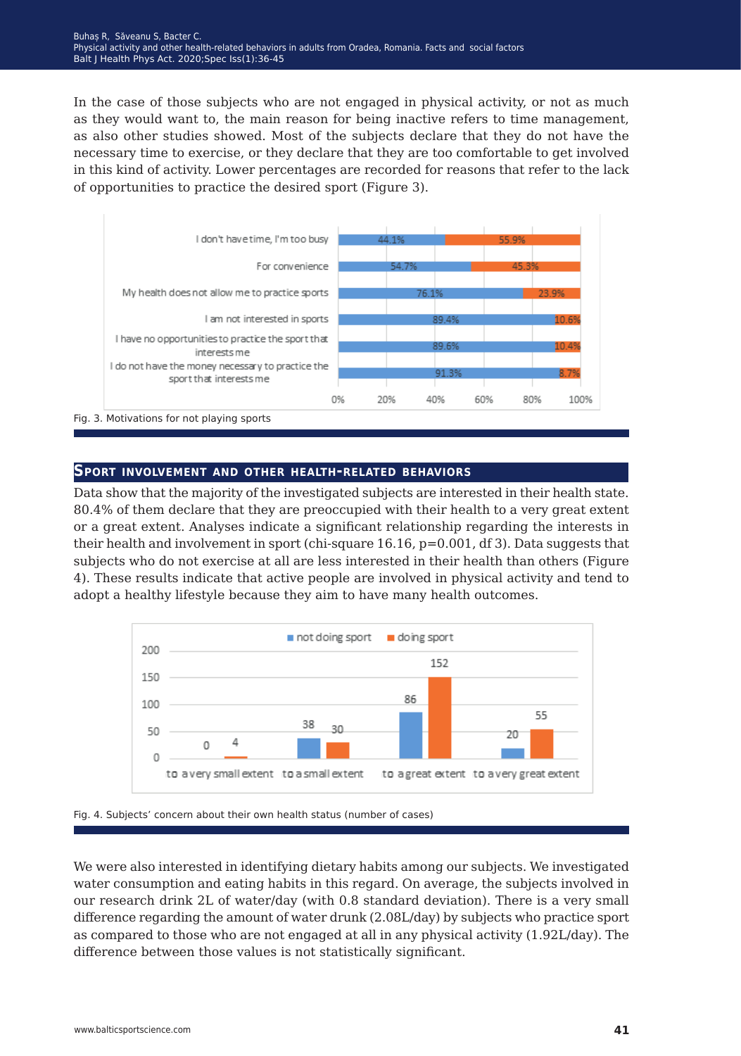In the case of those subjects who are not engaged in physical activity, or not as much as they would want to, the main reason for being inactive refers to time management, as also other studies showed. Most of the subjects declare that they do not have the necessary time to exercise, or they declare that they are too comfortable to get involved in this kind of activity. Lower percentages are recorded for reasons that refer to the lack of opportunities to practice the desired sport (Figure 3).

Fig. 3. Motivations for not playing sports

## Sport involvement and other health-related behaviors

Data show that the majority of the investigated subjects are interested in their health state. 80.4% of them declare that they are preoccupied with their health to a very great extent or a great extent. Analyses indicate a significant relationship regarding the interests in their health and involvement in sport (chi-square 16.16, p=0.001, df 3). Data suggests that subjects who do not exercise at all are less interested in their health than others (Figure 4). These results indicate that active people are involved in physical activity and tend to adopt a healthy lifestyle because they aim to have many health outcomes.

Fig. 4. Subjects' concern about their own health status (number of cases)

We were also interested in identifying dietary habits among our subjects. We investigated water consumption and eating habits in this regard. On average, the subjects involved in our research drink 2L of water/day (with 0.8 standard deviation). There is a very small difference regarding the amount of water drunk (2.08L/day) by subjects who practice sport as compared to those who are not engaged at all in any physical activity (1.92L/day). The difference between those values is not statistically significant.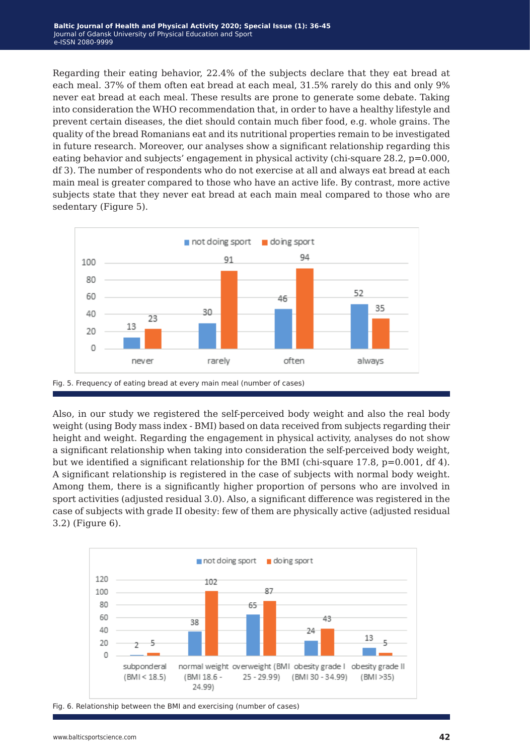Regarding their eating behavior, 22.4% of the subjects declare that they eat bread at each meal. 37% of them often eat bread at each meal, 31.5% rarely do this and only 9% never eat bread at each meal. These results are prone to generate some debate. Taking into consideration the WHO recommendation that, in order to have a healthy lifestyle and prevent certain diseases, the diet should contain much fiber food, e.g. whole grains. The quality of the bread Romanians eat and its nutritional properties remain to be investigated in future research. Moreover, our analyses show a significant relationship regarding this eating behavior and subjects' engagement in physical activity (chi-square 28.2, p=0.000, df 3). The number of respondents who do not exercise at all and always eat bread at each main meal is greater compared to those who have an active life. By contrast, more active subjects state that they never eat bread at each main meal compared to those who are sedentary (Figure 5).

Fig. 5. Frequency of eating bread at every main meal (number of cases)

Also, in our study we registered the self-perceived body weight and also the real body weight (using Body mass index - BMI) based on data received from subjects regarding their height and weight. Regarding the engagement in physical activity, analyses do not show a significant relationship when taking into consideration the self-perceived body weight, but we identified a significant relationship for the BMI (chi-square 17.8, p=0.001, df 4). A significant relationship is registered in the case of subjects with normal body weight. Among them, there is a significantly higher proportion of persons who are involved in sport activities (adjusted residual 3.0). Also, a significant difference was registered in the case of subjects with grade II obesity: few of them are physically active (adjusted residual 3.2) (Figure 6).

Fig. 6. Relationship between the BMI and exercising (number of cases)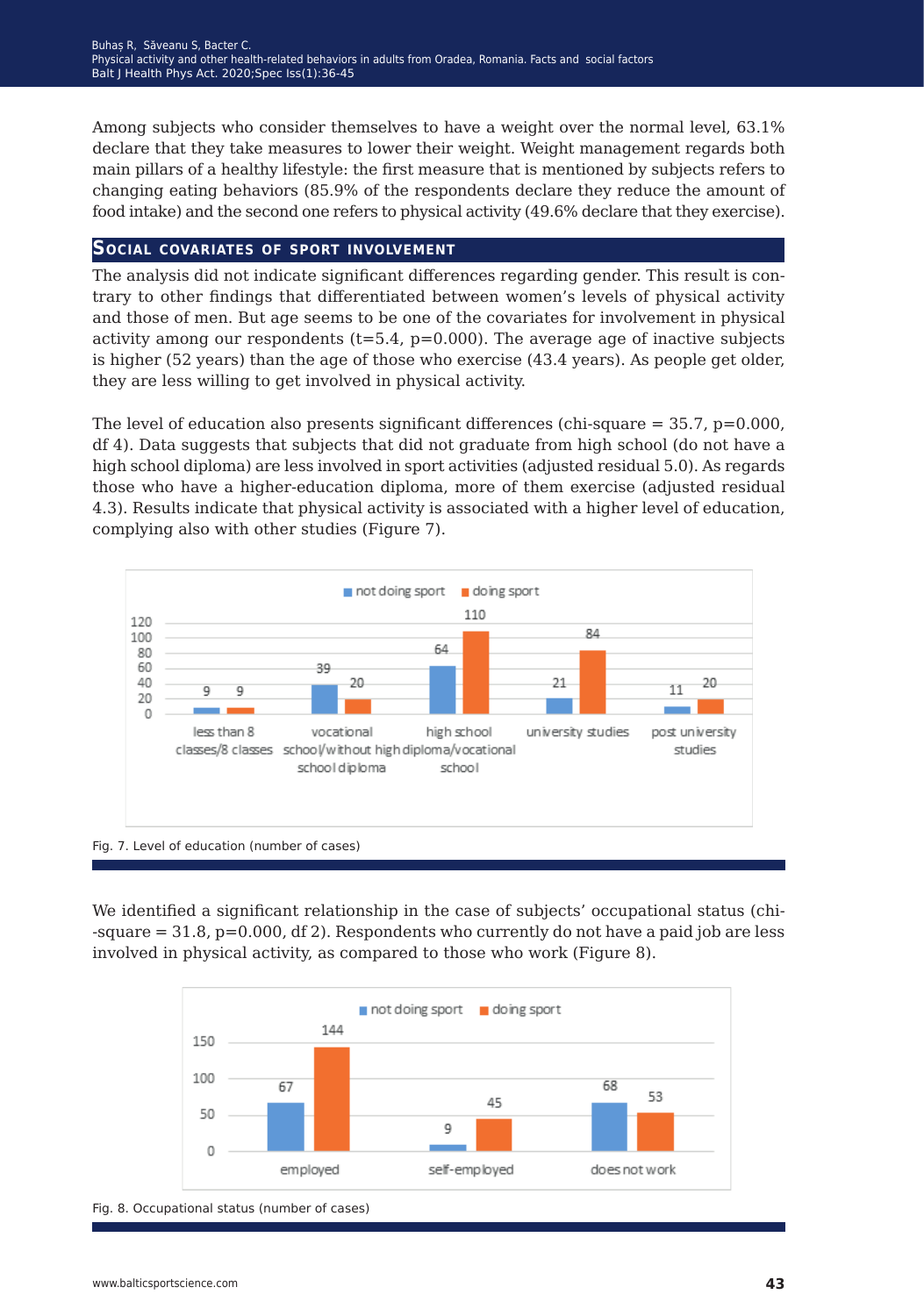Among subjects who consider themselves to have a weight over the normal level, 63.1% declare that they take measures to lower their weight. Weight management regards both main pillars of a healthy lifestyle: the first measure that is mentioned by subjects refers to changing eating behaviors (85.9% of the respondents declare they reduce the amount of food intake) and the second one refers to physical activity (49.6% declare that they exercise).

## Social covariates of sport involvement

The analysis did not indicate significant differences regarding gender. This result is contrary to other findings that differentiated between women's levels of physical activity and those of men. But age seems to be one of the covariates for involvement in physical activity among our respondents ($t=5.4$, $p=0.000$). The average age of inactive subjects is higher (52 years) than the age of those who exercise (43.4 years). As people get older, they are less willing to get involved in physical activity.

The level of education also presents significant differences (chi-square = 35.7, $p=0.000$, df 4). Data suggests that subjects that did not graduate from high school (do not have a high school diploma) are less involved in sport activities (adjusted residual 5.0). As regards those who have a higher-education diploma, more of them exercise (adjusted residual 4.3). Results indicate that physical activity is associated with a higher level of education, complying also with other studies (Figure 7).

| | not doing sport | doing sport |
|---|---|---|
| less than 8 classes/8 classes | 9 | 9 |
| vocational school/without high school diploma | 39 | 20 |
| high diploma/vocational school | 64 | 110 |
| university studies | 21 | 84 |
| post university studies | 11 | 20 |

Fig. 7. Level of education (number of cases)

We identified a significant relationship in the case of subjects' occupational status (chi-square = 31.8, $p=0.000$, df 2). Respondents who currently do not have a paid job are less involved in physical activity, as compared to those who work (Figure 8).

| | not doing sport | doing sport |
|---|---|---|
| employed | 67 | 144 |
| self-employed | 9 | 45 |
| does not work | 68 | 53 |

Fig. 8. Occupational status (number of cases)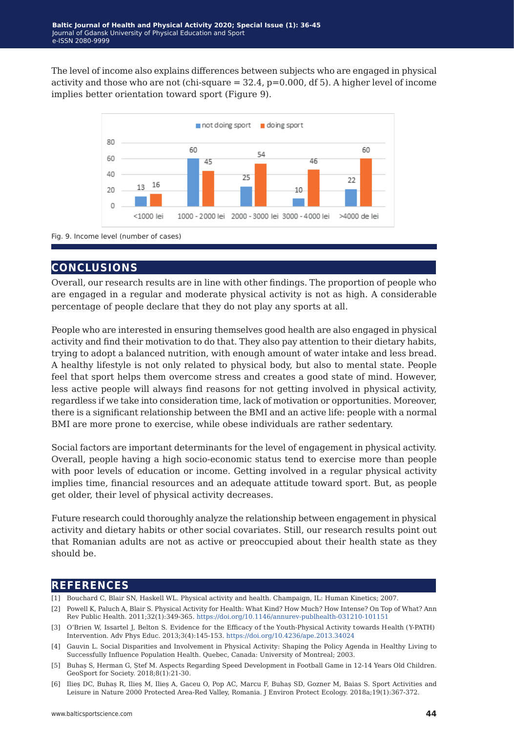The level of income also explains differences between subjects who are engaged in physical activity and those who are not (chi-square = 32.4, p=0.000, df 5). A higher level of income implies better orientation toward sport (Figure 9).

Fig. 9. Income level (number of cases)

## CONCLUSIONS

Overall, our research results are in line with other findings. The proportion of people who are engaged in a regular and moderate physical activity is not as high. A considerable percentage of people declare that they do not play any sports at all.

People who are interested in ensuring themselves good health are also engaged in physical activity and find their motivation to do that. They also pay attention to their dietary habits, trying to adopt a balanced nutrition, with enough amount of water intake and less bread. A healthy lifestyle is not only related to physical body, but also to mental state. People feel that sport helps them overcome stress and creates a good state of mind. However, less active people will always find reasons for not getting involved in physical activity, regardless if we take into consideration time, lack of motivation or opportunities. Moreover, there is a significant relationship between the BMI and an active life: people with a normal BMI are more prone to exercise, while obese individuals are rather sedentary.

Social factors are important determinants for the level of engagement in physical activity. Overall, people having a high socio-economic status tend to exercise more than people with poor levels of education or income. Getting involved in a regular physical activity implies time, financial resources and an adequate attitude toward sport. But, as people get older, their level of physical activity decreases.

Future research could thoroughly analyze the relationship between engagement in physical activity and dietary habits or other social covariates. Still, our research results point out that Romanian adults are not as active or preoccupied about their health state as they should be.

## REFERENCES

[1] Bouchard C, Blair SN, Haskell WL. Physical activity and health. Champaign, IL: Human Kinetics; 2007.

[2] Powell K, Paluch A, Blair S. Physical Activity for Health: What Kind? How Much? How Intense? On Top of What? Ann Rev Public Health. 2011;32(1):349-365. https://doi.org/10.1146/annurev-publhealth-031210-101151

[3] O'Brien W, Issartel J, Belton S. Evidence for the Efficacy of the Youth-Physical Activity towards Health (Y-PATH) Intervention. Adv Phys Educ. 2013;3(4):145-153. https://doi.org/10.4236/ape.2013.34024

[4] Gauvin L. Social Disparities and Involvement in Physical Activity: Shaping the Policy Agenda in Healthy Living to Successfully Influence Population Health. Quebec, Canada: University of Montreal; 2003.

[5] Buhaș S, Herman G, Ștef M. Aspects Regarding Speed Development in Football Game in 12-14 Years Old Children. GeoSport for Society. 2018;8(1):21-30.

[6] Ilieș DC, Buhaș R, Ilieș M, Ilieș A, Gaceu O, Pop AC, Marcu F, Buhaș SD, Gozner M, Baias S. Sport Activities and Leisure in Nature 2000 Protected Area-Red Valley, Romania. J Environ Protect Ecology. 2018a;19(1):367-372.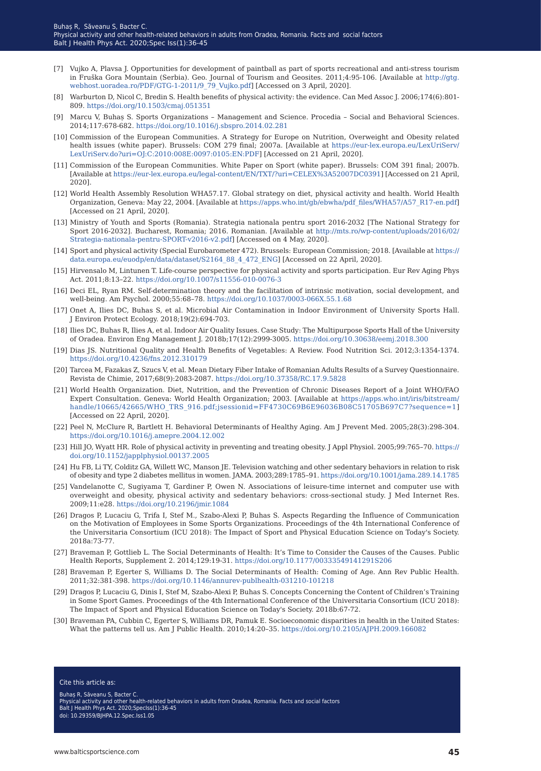[7] Vujko A, Plavsa J. Opportunities for development of paintball as part of sports recreational and anti-stress tourism in Fruška Gora Mountain (Serbia). Geo. Journal of Tourism and Geosites. 2011;4:95-106. [Available at http://gtg.webhost.uoradea.ro/PDF/GTG-1-2011/9_79_Vujko.pdf] [Accessed on 3 April, 2020].

[8] Warburton D, Nicol C, Bredin S. Health benefits of physical activity: the evidence. Can Med Assoc J. 2006;174(6):801-809. https://doi.org/10.1503/cmaj.051351

[9] Marcu V, Buhaș S. Sports Organizations – Management and Science. Procedia – Social and Behavioral Sciences. 2014;117:678-682. https://doi.org/10.1016/j.sbspro.2014.02.281

[10] Commission of the European Communities. A Strategy for Europe on Nutrition, Overweight and Obesity related health issues (white paper). Brussels: COM 279 final; 2007a. [Available at https://eur-lex.europa.eu/LexUriServ/LexUriServ.do?uri=OJ:C:2010:008E:0097:0105:EN:PDF] [Accessed on 21 April, 2020].

[11] Commission of the European Communities. White Paper on Sport (white paper). Brussels: COM 391 final; 2007b. [Available at https://eur-lex.europa.eu/legal-content/EN/TXT/?uri=CELEX%3A52007DC0391] [Accessed on 21 April, 2020].

[12] World Health Assembly Resolution WHA57.17. Global strategy on diet, physical activity and health. World Health Organization, Geneva: May 22, 2004. [Available at https://apps.who.int/gb/ebwha/pdf_files/WHA57/A57_R17-en.pdf] [Accessed on 21 April, 2020].

[13] Ministry of Youth and Sports (Romania). Strategia nationala pentru sport 2016-2032 [The National Strategy for Sport 2016-2032]. Bucharest, Romania; 2016. Romanian. [Available at http://mts.ro/wp-content/uploads/2016/02/Strategia-nationala-pentru-SPORT-v2016-v2.pdf] [Accessed on 4 May, 2020].

[14] Sport and physical activity (Special Eurobarometer 472). Brussels: European Commission; 2018. [Available at https://data.europa.eu/euodp/en/data/dataset/S2164_88_4_472_ENG] [Accessed on 22 April, 2020].

[15] Hirvensalo M, Lintunen T. Life-course perspective for physical activity and sports participation. Eur Rev Aging Phys Act. 2011;8:13–22. https://doi.org/10.1007/s11556-010-0076-3

[16] Deci EL, Ryan RM. Self-determination theory and the facilitation of intrinsic motivation, social development, and well-being. Am Psychol. 2000;55:68–78. https://doi.org/10.1037/0003-066X.55.1.68

[17] Onet A, Ilies DC, Buhas S, et al. Microbial Air Contamination in Indoor Environment of University Sports Hall. J Environ Protect Ecology. 2018;19(2):694-703.

[18] Ilies DC, Buhas R, Ilies A, et al. Indoor Air Quality Issues. Case Study: The Multipurpose Sports Hall of the University of Oradea. Environ Eng Management J. 2018b;17(12):2999-3005. https://doi.org/10.30638/eemj.2018.300

[19] Dias JS. Nutritional Quality and Health Benefits of Vegetables: A Review. Food Nutrition Sci. 2012;3:1354-1374. https://doi.org/10.4236/fns.2012.310179

[20] Tarcea M, Fazakas Z, Szucs V, et al. Mean Dietary Fiber Intake of Romanian Adults Results of a Survey Questionnaire. Revista de Chimie, 2017;68(9):2083-2087. https://doi.org/10.37358/RC.17.9.5828

[21] World Health Organization. Diet, Nutrition, and the Prevention of Chronic Diseases Report of a Joint WHO/FAO Expert Consultation. Geneva: World Health Organization; 2003. [Available at https://apps.who.int/iris/bitstream/handle/10665/42665/WHO_TRS_916.pdf;jsessionid=FF4730C69B6E96036B08C51705B697C7?sequence=1] [Accessed on 22 April, 2020].

[22] Peel N, McClure R, Bartlett H. Behavioral Determinants of Healthy Aging. Am J Prevent Med. 2005;28(3):298-304. https://doi.org/10.1016/j.amepre.2004.12.002

[23] Hill JO, Wyatt HR. Role of physical activity in preventing and treating obesity. J Appl Physiol. 2005;99:765–70. https://doi.org/10.1152/japplphysiol.00137.2005

[24] Hu FB, Li TY, Colditz GA, Willett WC, Manson JE. Television watching and other sedentary behaviors in relation to risk of obesity and type 2 diabetes mellitus in women. JAMA. 2003;289:1785–91. https://doi.org/10.1001/jama.289.14.1785

[25] Vandelanotte C, Sugiyama T, Gardiner P, Owen N. Associations of leisure-time internet and computer use with overweight and obesity, physical activity and sedentary behaviors: cross-sectional study. J Med Internet Res. 2009;11:e28. https://doi.org/10.2196/jmir.1084

[26] Dragos P, Lucaciu G, Trifa I, Stef M., Szabo-Alexi P, Buhas S. Aspects Regarding the Influence of Communication on the Motivation of Employees in Some Sports Organizations. Proceedings of the 4th International Conference of the Universitaria Consortium (ICU 2018): The Impact of Sport and Physical Education Science on Today's Society. 2018a:73-77.

[27] Braveman P, Gottlieb L. The Social Determinants of Health: It's Time to Consider the Causes of the Causes. Public Health Reports, Supplement 2. 2014;129:19-31. https://doi.org/10.1177/00333549141291S206

[28] Braveman P, Egerter S, Williams D. The Social Determinants of Health: Coming of Age. Ann Rev Public Health. 2011;32:381-398. https://doi.org/10.1146/annurev-publhealth-031210-101218

[29] Dragos P, Lucaciu G, Dinis I, Stef M, Szabo-Alexi P, Buhas S. Concepts Concerning the Content of Children's Training in Some Sport Games. Proceedings of the 4th International Conference of the Universitaria Consortium (ICU 2018): The Impact of Sport and Physical Education Science on Today's Society. 2018b:67-72.

[30] Braveman PA, Cubbin C, Egerter S, Williams DR, Pamuk E. Socioeconomic disparities in health in the United States: What the patterns tell us. Am J Public Health. 2010;14:20–35. https://doi.org/10.2105/AJPH.2009.166082

Cite this article as:

Buhaș R, Săveanu S, Bacter C.
Physical activity and other health-related behaviors in adults from Oradea, Romania. Facts and social factors
Balt J Health Phys Act. 2020;SpecIss(1):36-45
doi: 10.29359/BJHPA.12.Spec.Iss1.05